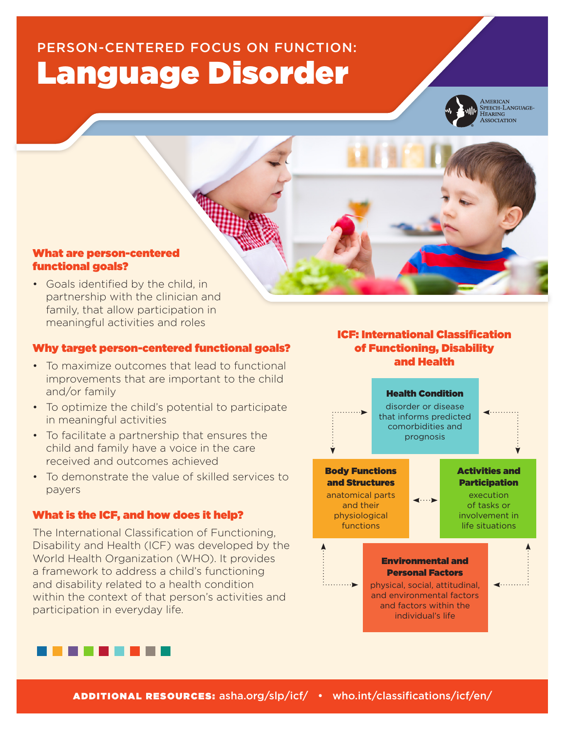PERSON-CENTERED FOCUS ON FUNCTION:

# Language Disorder

American Speech-Language-Hearing Association

## What are person-centered functional goals?

- Goals identified by the child, in partnership with the clinician and family, that allow participation in meaningful activities and roles

## Why target person-centered functional goals?

- To maximize outcomes that lead to functional improvements that are important to the child and/or family
- To optimize the child's potential to participate in meaningful activities
- To facilitate a partnership that ensures the child and family have a voice in the care received and outcomes achieved
- To demonstrate the value of skilled services to payers

## What is the ICF, and how does it help?

The International Classification of Functioning, Disability and Health (ICF) was developed by the World Health Organization (WHO). It provides a framework to address a child's functioning and disability related to a health condition within the context of that person's activities and participation in everyday life.

## ICF: International Classification of Functioning, Disability and Health

**Health Condition**
disorder or disease that informs predicted comorbidities and prognosis

**Body Functions and Structures**
anatomical parts and their physiological functions

**Activities and Participation**
execution of tasks or involvement in life situations

**Environmental and Personal Factors**
physical, social, attitudinal, and environmental factors and factors within the individual's life

**ADDITIONAL RESOURCES:** asha.org/slp/icf/ • who.int/classifications/icf/en/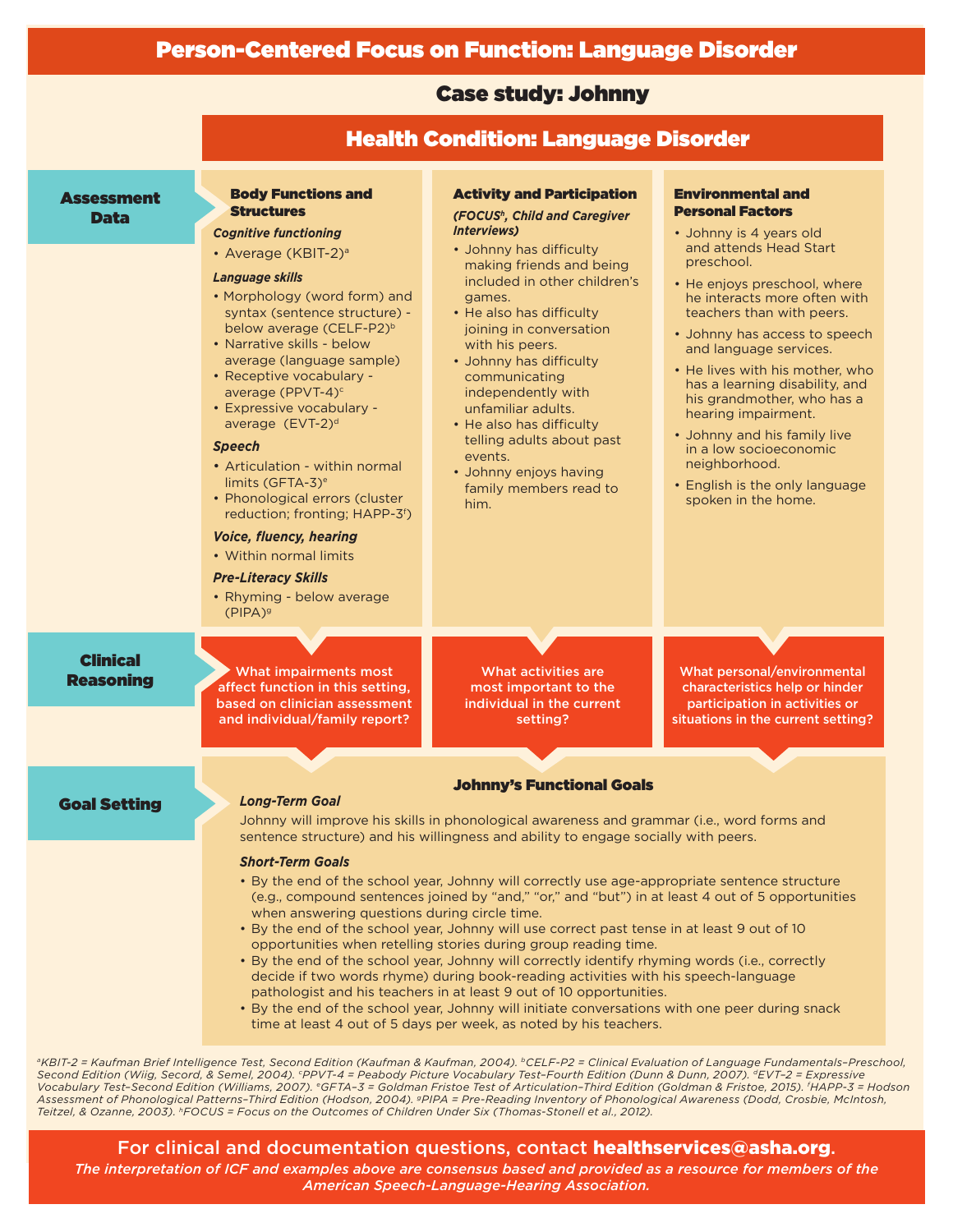# Person-Centered Focus on Function: Language Disorder

## Case study: Johnny

## Health Condition: Language Disorder

### Assessment Data

#### Body Functions and Structures

***Cognitive functioning***

- Average (KBIT-2)[a]

***Language skills***

- Morphology (word form) and syntax (sentence structure) - below average (CELF-P2)[b]
- Narrative skills - below average (language sample)
- Receptive vocabulary - average (PPVT-4)[c]
- Expressive vocabulary - average (EVT-2)[d]

***Speech***

- Articulation - within normal limits (GFTA-3)[e]
- Phonological errors (cluster reduction; fronting; HAPP-3[f])

***Voice, fluency, hearing***

- Within normal limits

***Pre-Literacy Skills***

- Rhyming - below average (PIPA)[g]

#### Activity and Participation

***(FOCUS[h], Child and Caregiver Interviews)***

- Johnny has difficulty making friends and being included in other children's games.
- He also has difficulty joining in conversation with his peers.
- Johnny has difficulty communicating independently with unfamiliar adults.
- He also has difficulty telling adults about past events.
- Johnny enjoys having family members read to him.

#### Environmental and Personal Factors

- Johnny is 4 years old and attends Head Start preschool.
- He enjoys preschool, where he interacts more often with teachers than with peers.
- Johnny has access to speech and language services.
- He lives with his mother, who has a learning disability, and his grandmother, who has a hearing impairment.
- Johnny and his family live in a low socioeconomic neighborhood.
- English is the only language spoken in the home.

### Clinical Reasoning

**What impairments most affect function in this setting, based on clinician assessment and individual/family report?**

**What activities are most important to the individual in the current setting?**

**What personal/environmental characteristics help or hinder participation in activities or situations in the current setting?**

### Goal Setting

#### Johnny's Functional Goals

***Long-Term Goal***

Johnny will improve his skills in phonological awareness and grammar (i.e., word forms and sentence structure) and his willingness and ability to engage socially with peers.

***Short-Term Goals***

- By the end of the school year, Johnny will correctly use age-appropriate sentence structure (e.g., compound sentences joined by "and," "or," and "but") in at least 4 out of 5 opportunities when answering questions during circle time.
- By the end of the school year, Johnny will use correct past tense in at least 9 out of 10 opportunities when retelling stories during group reading time.
- By the end of the school year, Johnny will correctly identify rhyming words (i.e., correctly decide if two words rhyme) during book-reading activities with his speech-language pathologist and his teachers in at least 9 out of 10 opportunities.
- By the end of the school year, Johnny will initiate conversations with one peer during snack time at least 4 out of 5 days per week, as noted by his teachers.

*[a]KBIT-2 = Kaufman Brief Intelligence Test, Second Edition (Kaufman & Kaufman, 2004). [b]CELF-P2 = Clinical Evaluation of Language Fundamentals–Preschool, Second Edition (Wiig, Secord, & Semel, 2004). [c]PPVT-4 = Peabody Picture Vocabulary Test–Fourth Edition (Dunn & Dunn, 2007). [d]EVT–2 = Expressive Vocabulary Test–Second Edition (Williams, 2007). [e]GFTA–3 = Goldman Fristoe Test of Articulation–Third Edition (Goldman & Fristoe, 2015). [f]HAPP-3 = Hodson Assessment of Phonological Patterns–Third Edition (Hodson, 2004). [g]PIPA = Pre-Reading Inventory of Phonological Awareness (Dodd, Crosbie, McIntosh, Teitzel, & Ozanne, 2003). [h]FOCUS = Focus on the Outcomes of Children Under Six (Thomas-Stonell et al., 2012).*

For clinical and documentation questions, contact **healthservices@asha.org**.

***The interpretation of ICF and examples above are consensus based and provided as a resource for members of the American Speech-Language-Hearing Association.***